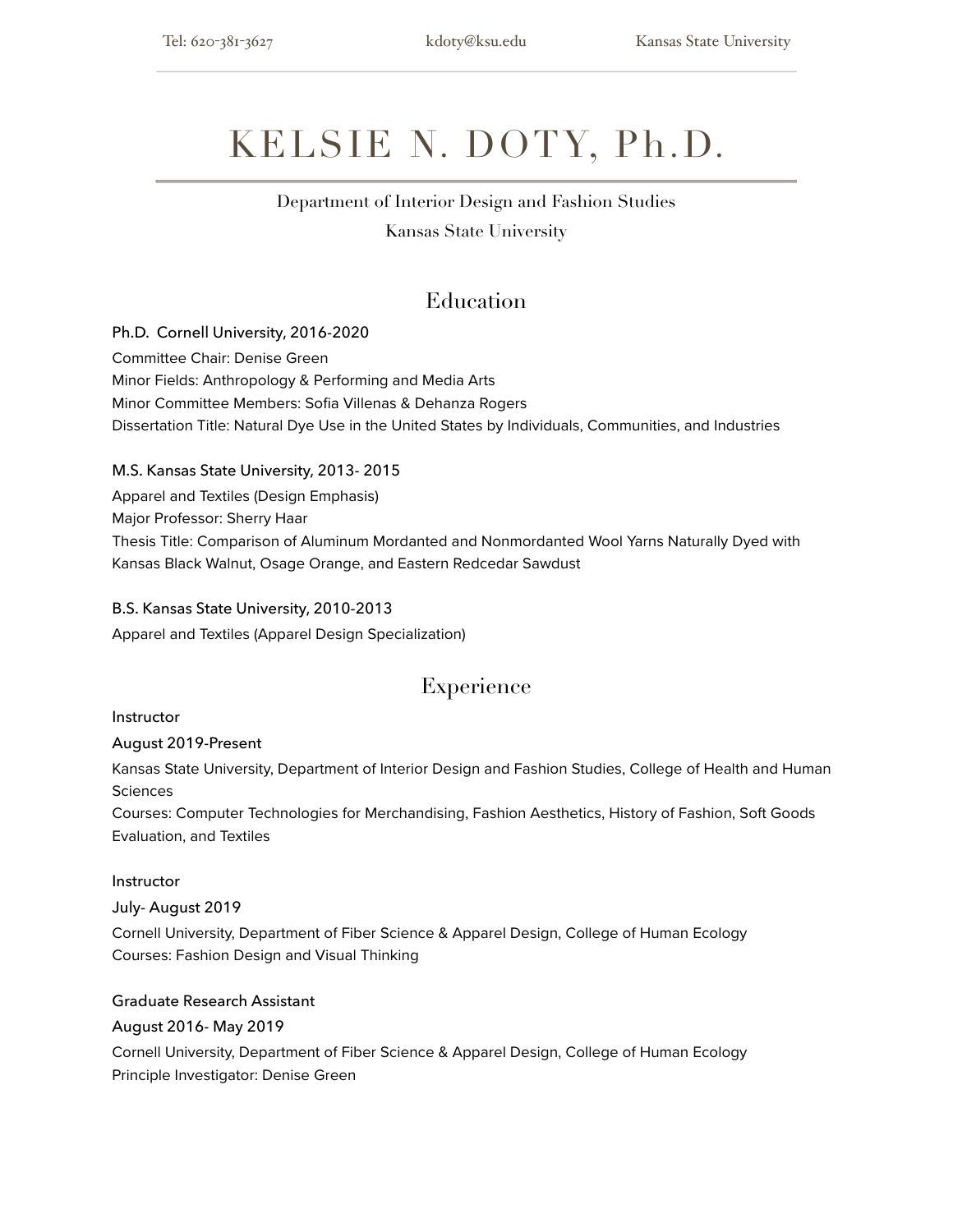Tel: 620-381-3627 kdoty@ksu.edu Kansas State University

# KELSIE N. DOTY, Ph.D.

Department of Interior Design and Fashion Studies

Kansas State University

## Education

**Ph.D. Cornell University, 2016-2020**

Committee Chair: Denise Green

Minor Fields: Anthropology & Performing and Media Arts

Minor Committee Members: Sofia Villenas & Dehanza Rogers

Dissertation Title: Natural Dye Use in the United States by Individuals, Communities, and Industries

**M.S. Kansas State University, 2013- 2015**

Apparel and Textiles (Design Emphasis)

Major Professor: Sherry Haar

Thesis Title: Comparison of Aluminum Mordanted and Nonmordanted Wool Yarns Naturally Dyed with Kansas Black Walnut, Osage Orange, and Eastern Redcedar Sawdust

**B.S. Kansas State University, 2010-2013**

Apparel and Textiles (Apparel Design Specialization)

## Experience

**Instructor**

**August 2019-Present**

Kansas State University, Department of Interior Design and Fashion Studies, College of Health and Human Sciences

Courses: Computer Technologies for Merchandising, Fashion Aesthetics, History of Fashion, Soft Goods Evaluation, and Textiles

**Instructor**

**July- August 2019**

Cornell University, Department of Fiber Science & Apparel Design, College of Human Ecology

Courses: Fashion Design and Visual Thinking

**Graduate Research Assistant**

**August 2016- May 2019**

Cornell University, Department of Fiber Science & Apparel Design, College of Human Ecology

Principle Investigator: Denise Green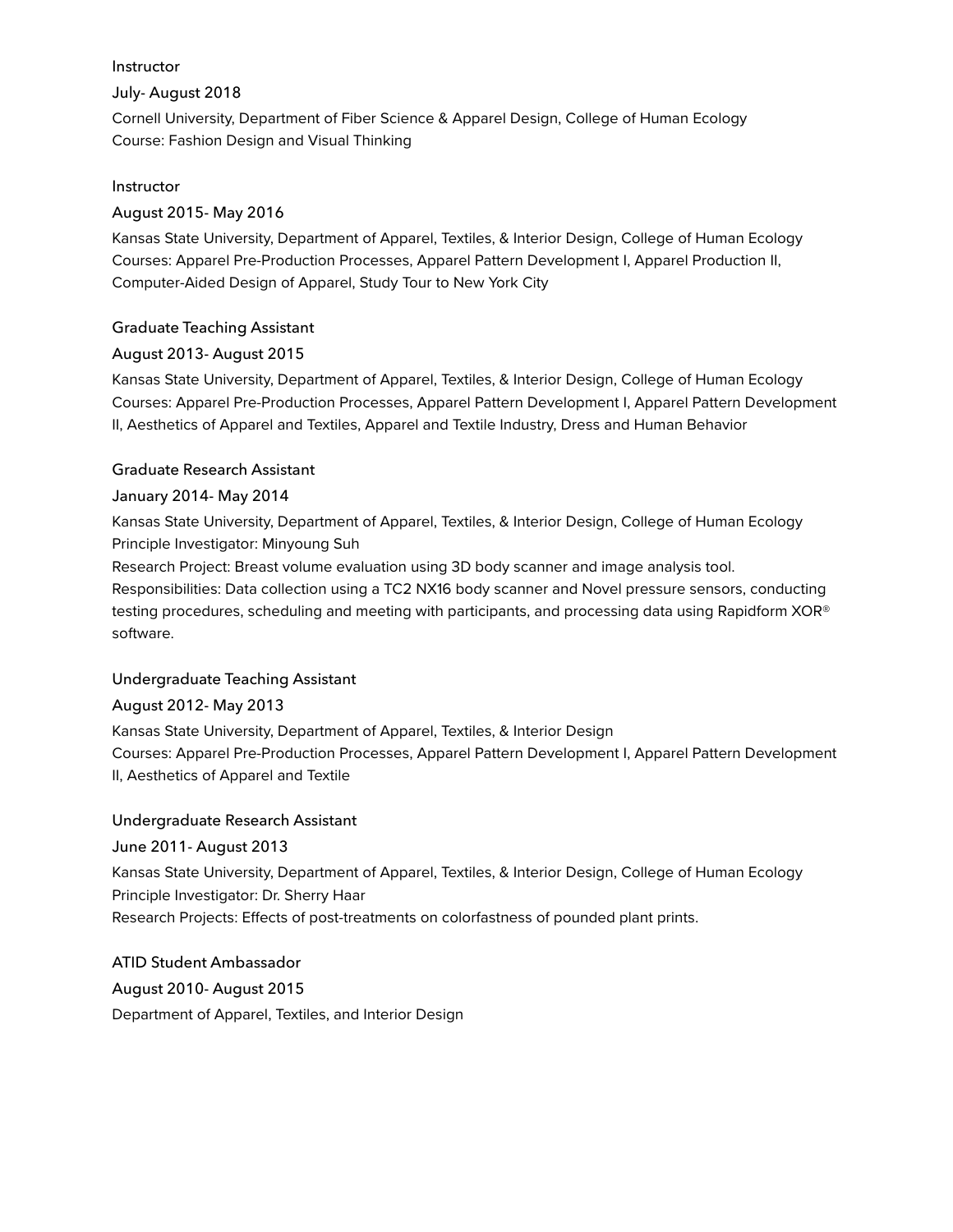Instructor

July- August 2018

Cornell University, Department of Fiber Science & Apparel Design, College of Human Ecology
Course: Fashion Design and Visual Thinking

Instructor

August 2015- May 2016

Kansas State University, Department of Apparel, Textiles, & Interior Design, College of Human Ecology
Courses: Apparel Pre-Production Processes, Apparel Pattern Development I, Apparel Production II, Computer-Aided Design of Apparel, Study Tour to New York City

Graduate Teaching Assistant

August 2013- August 2015

Kansas State University, Department of Apparel, Textiles, & Interior Design, College of Human Ecology
Courses: Apparel Pre-Production Processes, Apparel Pattern Development I, Apparel Pattern Development II, Aesthetics of Apparel and Textiles, Apparel and Textile Industry, Dress and Human Behavior

Graduate Research Assistant

January 2014- May 2014

Kansas State University, Department of Apparel, Textiles, & Interior Design, College of Human Ecology
Principle Investigator: Minyoung Suh
Research Project: Breast volume evaluation using 3D body scanner and image analysis tool.
Responsibilities: Data collection using a TC2 NX16 body scanner and Novel pressure sensors, conducting testing procedures, scheduling and meeting with participants, and processing data using Rapidform XOR® software.

Undergraduate Teaching Assistant

August 2012- May 2013

Kansas State University, Department of Apparel, Textiles, & Interior Design
Courses: Apparel Pre-Production Processes, Apparel Pattern Development I, Apparel Pattern Development II, Aesthetics of Apparel and Textile

Undergraduate Research Assistant

June 2011- August 2013

Kansas State University, Department of Apparel, Textiles, & Interior Design, College of Human Ecology
Principle Investigator: Dr. Sherry Haar
Research Projects: Effects of post-treatments on colorfastness of pounded plant prints.

ATID Student Ambassador

August 2010- August 2015

Department of Apparel, Textiles, and Interior Design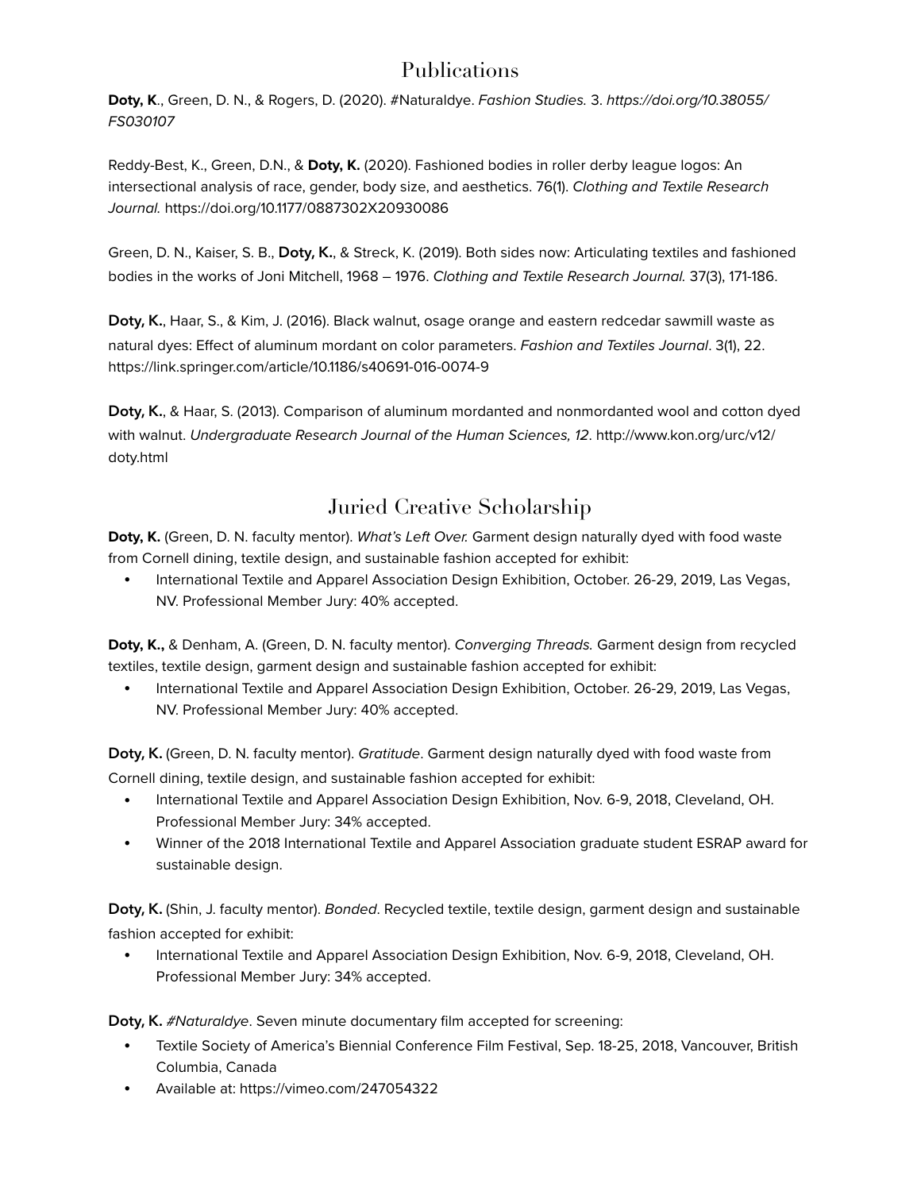## Publications

**Doty, K**., Green, D. N., & Rogers, D. (2020). #Naturaldye. *Fashion Studies.* 3. *https://doi.org/10.38055/FS030107*

Reddy-Best, K., Green, D.N., & **Doty, K.** (2020). Fashioned bodies in roller derby league logos: An intersectional analysis of race, gender, body size, and aesthetics. 76(1). *Clothing and Textile Research Journal.* https://doi.org/10.1177/0887302X20930086

Green, D. N., Kaiser, S. B., **Doty, K.**, & Streck, K. (2019). Both sides now: Articulating textiles and fashioned bodies in the works of Joni Mitchell, 1968 – 1976. *Clothing and Textile Research Journal.* 37(3), 171-186.

**Doty, K.**, Haar, S., & Kim, J. (2016). Black walnut, osage orange and eastern redcedar sawmill waste as natural dyes: Effect of aluminum mordant on color parameters. *Fashion and Textiles Journal*. 3(1), 22. https://link.springer.com/article/10.1186/s40691-016-0074-9

**Doty, K.**, & Haar, S. (2013). Comparison of aluminum mordanted and nonmordanted wool and cotton dyed with walnut. *Undergraduate Research Journal of the Human Sciences, 12*. http://www.kon.org/urc/v12/doty.html

## Juried Creative Scholarship

**Doty, K.** (Green, D. N. faculty mentor). *What's Left Over.* Garment design naturally dyed with food waste from Cornell dining, textile design, and sustainable fashion accepted for exhibit:

- International Textile and Apparel Association Design Exhibition, October. 26-29, 2019, Las Vegas, NV. Professional Member Jury: 40% accepted.

**Doty, K.,** & Denham, A. (Green, D. N. faculty mentor). *Converging Threads.* Garment design from recycled textiles, textile design, garment design and sustainable fashion accepted for exhibit:

- International Textile and Apparel Association Design Exhibition, October. 26-29, 2019, Las Vegas, NV. Professional Member Jury: 40% accepted.

**Doty, K.** (Green, D. N. faculty mentor). *Gratitude*. Garment design naturally dyed with food waste from Cornell dining, textile design, and sustainable fashion accepted for exhibit:

- International Textile and Apparel Association Design Exhibition, Nov. 6-9, 2018, Cleveland, OH. Professional Member Jury: 34% accepted.
- Winner of the 2018 International Textile and Apparel Association graduate student ESRAP award for sustainable design.

**Doty, K.** (Shin, J. faculty mentor). *Bonded*. Recycled textile, textile design, garment design and sustainable fashion accepted for exhibit:

- International Textile and Apparel Association Design Exhibition, Nov. 6-9, 2018, Cleveland, OH. Professional Member Jury: 34% accepted.

**Doty, K.** *#Naturaldye*. Seven minute documentary film accepted for screening:

- Textile Society of America's Biennial Conference Film Festival, Sep. 18-25, 2018, Vancouver, British Columbia, Canada
- Available at: https://vimeo.com/247054322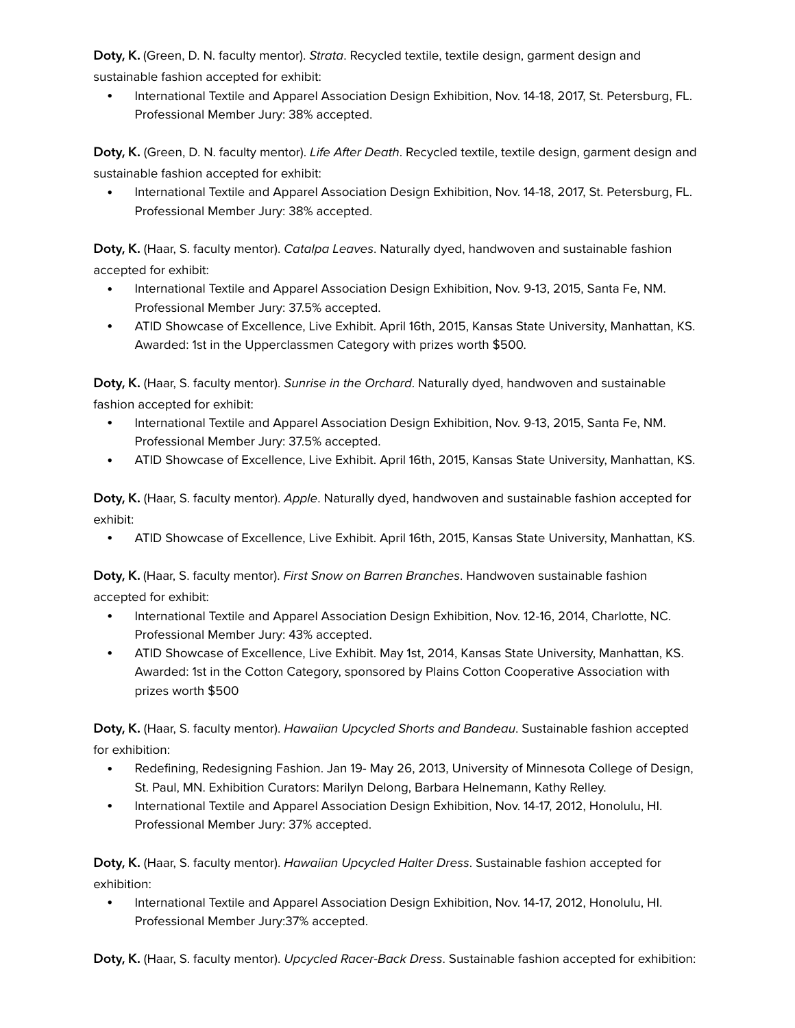**Doty, K.** (Green, D. N. faculty mentor). *Strata*. Recycled textile, textile design, garment design and sustainable fashion accepted for exhibit:

- International Textile and Apparel Association Design Exhibition, Nov. 14-18, 2017, St. Petersburg, FL. Professional Member Jury: 38% accepted.

**Doty, K.** (Green, D. N. faculty mentor). *Life After Death*. Recycled textile, textile design, garment design and sustainable fashion accepted for exhibit:

- International Textile and Apparel Association Design Exhibition, Nov. 14-18, 2017, St. Petersburg, FL. Professional Member Jury: 38% accepted.

**Doty, K.** (Haar, S. faculty mentor). *Catalpa Leaves*. Naturally dyed, handwoven and sustainable fashion accepted for exhibit:

- International Textile and Apparel Association Design Exhibition, Nov. 9-13, 2015, Santa Fe, NM. Professional Member Jury: 37.5% accepted.
- ATID Showcase of Excellence, Live Exhibit. April 16th, 2015, Kansas State University, Manhattan, KS. Awarded: 1st in the Upperclassmen Category with prizes worth $500.

**Doty, K.** (Haar, S. faculty mentor). *Sunrise in the Orchard*. Naturally dyed, handwoven and sustainable fashion accepted for exhibit:

- International Textile and Apparel Association Design Exhibition, Nov. 9-13, 2015, Santa Fe, NM. Professional Member Jury: 37.5% accepted.
- ATID Showcase of Excellence, Live Exhibit. April 16th, 2015, Kansas State University, Manhattan, KS.

**Doty, K.** (Haar, S. faculty mentor). *Apple*. Naturally dyed, handwoven and sustainable fashion accepted for exhibit:

- ATID Showcase of Excellence, Live Exhibit. April 16th, 2015, Kansas State University, Manhattan, KS.

**Doty, K.** (Haar, S. faculty mentor). *First Snow on Barren Branches*. Handwoven sustainable fashion accepted for exhibit:

- International Textile and Apparel Association Design Exhibition, Nov. 12-16, 2014, Charlotte, NC. Professional Member Jury: 43% accepted.
- ATID Showcase of Excellence, Live Exhibit. May 1st, 2014, Kansas State University, Manhattan, KS. Awarded: 1st in the Cotton Category, sponsored by Plains Cotton Cooperative Association with prizes worth $500

**Doty, K.** (Haar, S. faculty mentor). *Hawaiian Upcycled Shorts and Bandeau*. Sustainable fashion accepted for exhibition:

- Redefining, Redesigning Fashion. Jan 19- May 26, 2013, University of Minnesota College of Design, St. Paul, MN. Exhibition Curators: Marilyn Delong, Barbara Helnemann, Kathy Relley.
- International Textile and Apparel Association Design Exhibition, Nov. 14-17, 2012, Honolulu, HI. Professional Member Jury: 37% accepted.

**Doty, K.** (Haar, S. faculty mentor). *Hawaiian Upcycled Halter Dress*. Sustainable fashion accepted for exhibition:

- International Textile and Apparel Association Design Exhibition, Nov. 14-17, 2012, Honolulu, HI. Professional Member Jury:37% accepted.

**Doty, K.** (Haar, S. faculty mentor). *Upcycled Racer-Back Dress*. Sustainable fashion accepted for exhibition: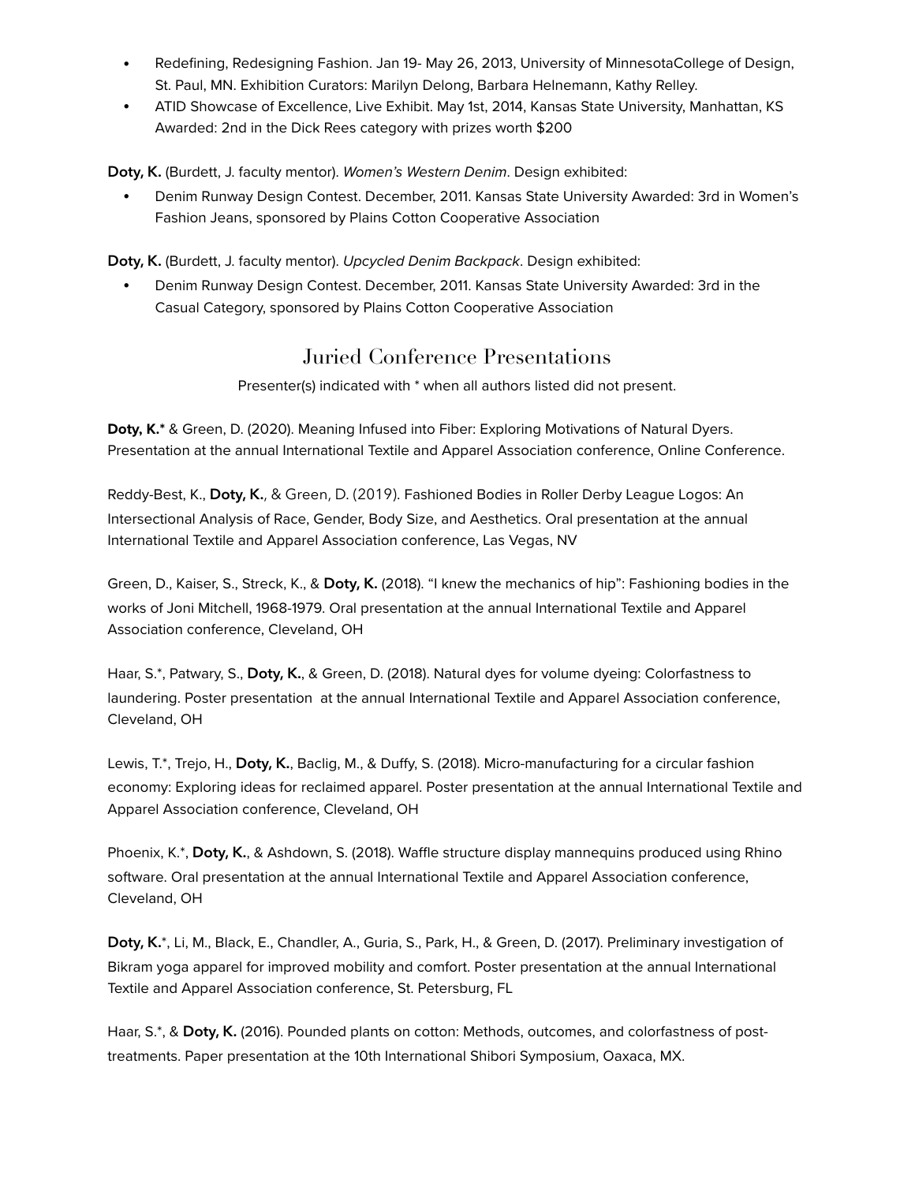- Redefining, Redesigning Fashion. Jan 19- May 26, 2013, University of MinnesotaCollege of Design, St. Paul, MN. Exhibition Curators: Marilyn Delong, Barbara Helnemann, Kathy Relley.
- ATID Showcase of Excellence, Live Exhibit. May 1st, 2014, Kansas State University, Manhattan, KS Awarded: 2nd in the Dick Rees category with prizes worth $200

**Doty, K.** (Burdett, J. faculty mentor). *Women's Western Denim*. Design exhibited:

- Denim Runway Design Contest. December, 2011. Kansas State University Awarded: 3rd in Women's Fashion Jeans, sponsored by Plains Cotton Cooperative Association

**Doty, K.** (Burdett, J. faculty mentor). *Upcycled Denim Backpack*. Design exhibited:

- Denim Runway Design Contest. December, 2011. Kansas State University Awarded: 3rd in the Casual Category, sponsored by Plains Cotton Cooperative Association

## Juried Conference Presentations

Presenter(s) indicated with * when all authors listed did not present.

**Doty, K.*** & Green, D. (2020). Meaning Infused into Fiber: Exploring Motivations of Natural Dyers. Presentation at the annual International Textile and Apparel Association conference, Online Conference.

Reddy-Best, K., **Doty, K.**, & Green, D. (2019). Fashioned Bodies in Roller Derby League Logos: An Intersectional Analysis of Race, Gender, Body Size, and Aesthetics. Oral presentation at the annual International Textile and Apparel Association conference, Las Vegas, NV

Green, D., Kaiser, S., Streck, K., & **Doty, K.** (2018). "I knew the mechanics of hip": Fashioning bodies in the works of Joni Mitchell, 1968-1979. Oral presentation at the annual International Textile and Apparel Association conference, Cleveland, OH

Haar, S.*, Patwary, S., **Doty, K.**, & Green, D. (2018). Natural dyes for volume dyeing: Colorfastness to laundering. Poster presentation at the annual International Textile and Apparel Association conference, Cleveland, OH

Lewis, T.*, Trejo, H., **Doty, K.**, Baclig, M., & Duffy, S. (2018). Micro-manufacturing for a circular fashion economy: Exploring ideas for reclaimed apparel. Poster presentation at the annual International Textile and Apparel Association conference, Cleveland, OH

Phoenix, K.*, **Doty, K.**, & Ashdown, S. (2018). Waffle structure display mannequins produced using Rhino software. Oral presentation at the annual International Textile and Apparel Association conference, Cleveland, OH

**Doty, K.***, Li, M., Black, E., Chandler, A., Guria, S., Park, H., & Green, D. (2017). Preliminary investigation of Bikram yoga apparel for improved mobility and comfort. Poster presentation at the annual International Textile and Apparel Association conference, St. Petersburg, FL

Haar, S.*, & **Doty, K.** (2016). Pounded plants on cotton: Methods, outcomes, and colorfastness of post-treatments. Paper presentation at the 10th International Shibori Symposium, Oaxaca, MX.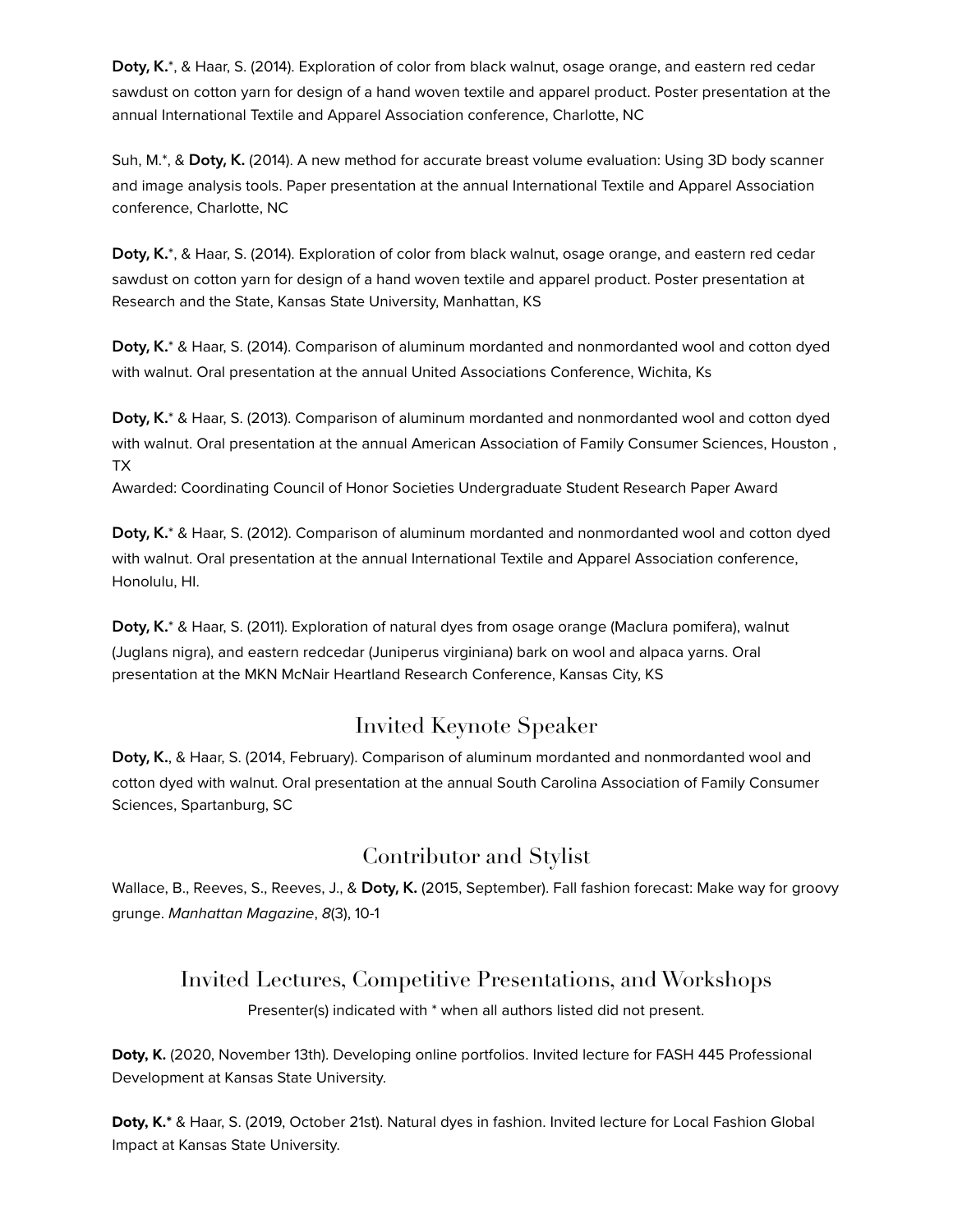**Doty, K.***, & Haar, S. (2014). Exploration of color from black walnut, osage orange, and eastern red cedar sawdust on cotton yarn for design of a hand woven textile and apparel product. Poster presentation at the annual International Textile and Apparel Association conference, Charlotte, NC

Suh, M.*, & **Doty, K.** (2014). A new method for accurate breast volume evaluation: Using 3D body scanner and image analysis tools. Paper presentation at the annual International Textile and Apparel Association conference, Charlotte, NC

**Doty, K.***, & Haar, S. (2014). Exploration of color from black walnut, osage orange, and eastern red cedar sawdust on cotton yarn for design of a hand woven textile and apparel product. Poster presentation at Research and the State, Kansas State University, Manhattan, KS

**Doty, K.*** & Haar, S. (2014). Comparison of aluminum mordanted and nonmordanted wool and cotton dyed with walnut. Oral presentation at the annual United Associations Conference, Wichita, Ks

**Doty, K.*** & Haar, S. (2013). Comparison of aluminum mordanted and nonmordanted wool and cotton dyed with walnut. Oral presentation at the annual American Association of Family Consumer Sciences, Houston , TX
Awarded: Coordinating Council of Honor Societies Undergraduate Student Research Paper Award

**Doty, K.*** & Haar, S. (2012). Comparison of aluminum mordanted and nonmordanted wool and cotton dyed with walnut. Oral presentation at the annual International Textile and Apparel Association conference, Honolulu, HI.

**Doty, K.*** & Haar, S. (2011). Exploration of natural dyes from osage orange (Maclura pomifera), walnut (Juglans nigra), and eastern redcedar (Juniperus virginiana) bark on wool and alpaca yarns. Oral presentation at the MKN McNair Heartland Research Conference, Kansas City, KS

## Invited Keynote Speaker

**Doty, K.**, & Haar, S. (2014, February). Comparison of aluminum mordanted and nonmordanted wool and cotton dyed with walnut. Oral presentation at the annual South Carolina Association of Family Consumer Sciences, Spartanburg, SC

## Contributor and Stylist

Wallace, B., Reeves, S., Reeves, J., & **Doty, K.** (2015, September). Fall fashion forecast: Make way for groovy grunge. *Manhattan Magazine*, *8*(3), 10-1

## Invited Lectures, Competitive Presentations, and Workshops

Presenter(s) indicated with * when all authors listed did not present.

**Doty, K.** (2020, November 13th). Developing online portfolios. Invited lecture for FASH 445 Professional Development at Kansas State University.

**Doty, K.*** & Haar, S. (2019, October 21st). Natural dyes in fashion. Invited lecture for Local Fashion Global Impact at Kansas State University.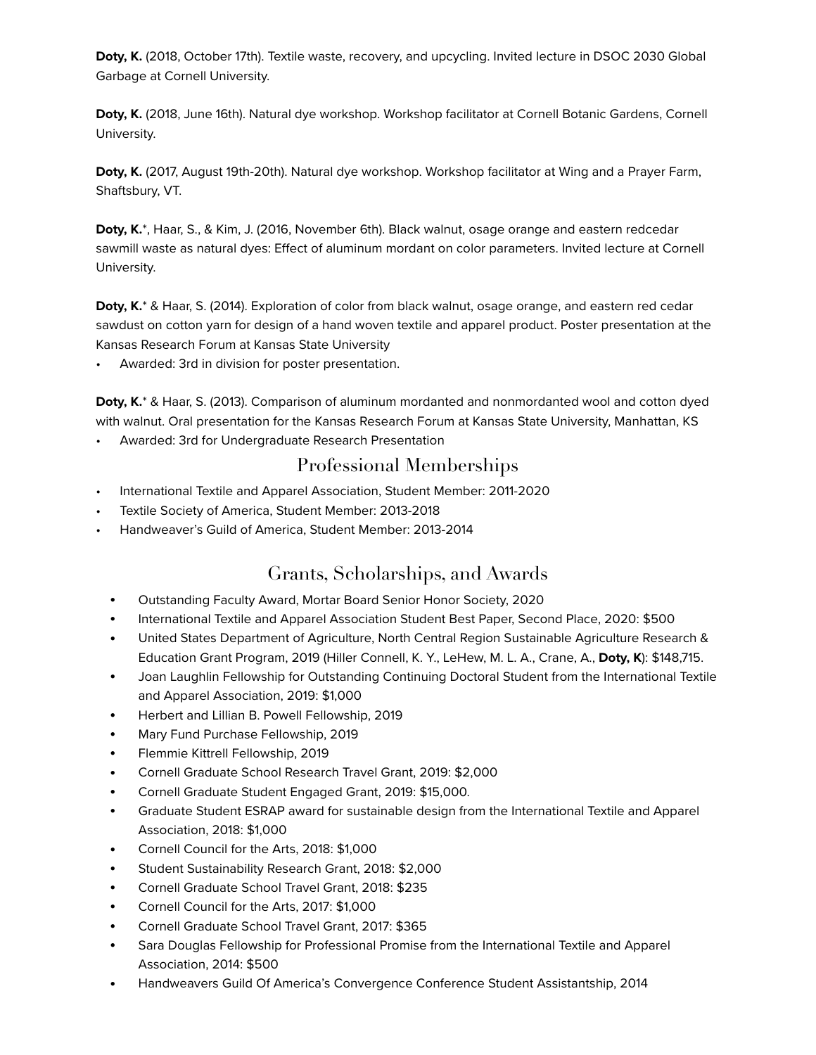**Doty, K.** (2018, October 17th). Textile waste, recovery, and upcycling. Invited lecture in DSOC 2030 Global Garbage at Cornell University.

**Doty, K.** (2018, June 16th). Natural dye workshop. Workshop facilitator at Cornell Botanic Gardens, Cornell University.

**Doty, K.** (2017, August 19th-20th). Natural dye workshop. Workshop facilitator at Wing and a Prayer Farm, Shaftsbury, VT.

**Doty, K.***, Haar, S., & Kim, J. (2016, November 6th). Black walnut, osage orange and eastern redcedar sawmill waste as natural dyes: Effect of aluminum mordant on color parameters. Invited lecture at Cornell University.

**Doty, K.*** & Haar, S. (2014). Exploration of color from black walnut, osage orange, and eastern red cedar sawdust on cotton yarn for design of a hand woven textile and apparel product. Poster presentation at the Kansas Research Forum at Kansas State University

- Awarded: 3rd in division for poster presentation.

**Doty, K.*** & Haar, S. (2013). Comparison of aluminum mordanted and nonmordanted wool and cotton dyed with walnut. Oral presentation for the Kansas Research Forum at Kansas State University, Manhattan, KS

- Awarded: 3rd for Undergraduate Research Presentation

## Professional Memberships

- International Textile and Apparel Association, Student Member: 2011-2020
- Textile Society of America, Student Member: 2013-2018
- Handweaver's Guild of America, Student Member: 2013-2014

## Grants, Scholarships, and Awards

- Outstanding Faculty Award, Mortar Board Senior Honor Society, 2020
- International Textile and Apparel Association Student Best Paper, Second Place, 2020: $500
- United States Department of Agriculture, North Central Region Sustainable Agriculture Research & Education Grant Program, 2019 (Hiller Connell, K. Y., LeHew, M. L. A., Crane, A., **Doty, K**): $148,715.
- Joan Laughlin Fellowship for Outstanding Continuing Doctoral Student from the International Textile and Apparel Association, 2019: $1,000
- Herbert and Lillian B. Powell Fellowship, 2019
- Mary Fund Purchase Fellowship, 2019
- Flemmie Kittrell Fellowship, 2019
- Cornell Graduate School Research Travel Grant, 2019: $2,000
- Cornell Graduate Student Engaged Grant, 2019: $15,000.
- Graduate Student ESRAP award for sustainable design from the International Textile and Apparel Association, 2018: $1,000
- Cornell Council for the Arts, 2018: $1,000
- Student Sustainability Research Grant, 2018: $2,000
- Cornell Graduate School Travel Grant, 2018: $235
- Cornell Council for the Arts, 2017: $1,000
- Cornell Graduate School Travel Grant, 2017: $365
- Sara Douglas Fellowship for Professional Promise from the International Textile and Apparel Association, 2014: $500
- Handweavers Guild Of America's Convergence Conference Student Assistantship, 2014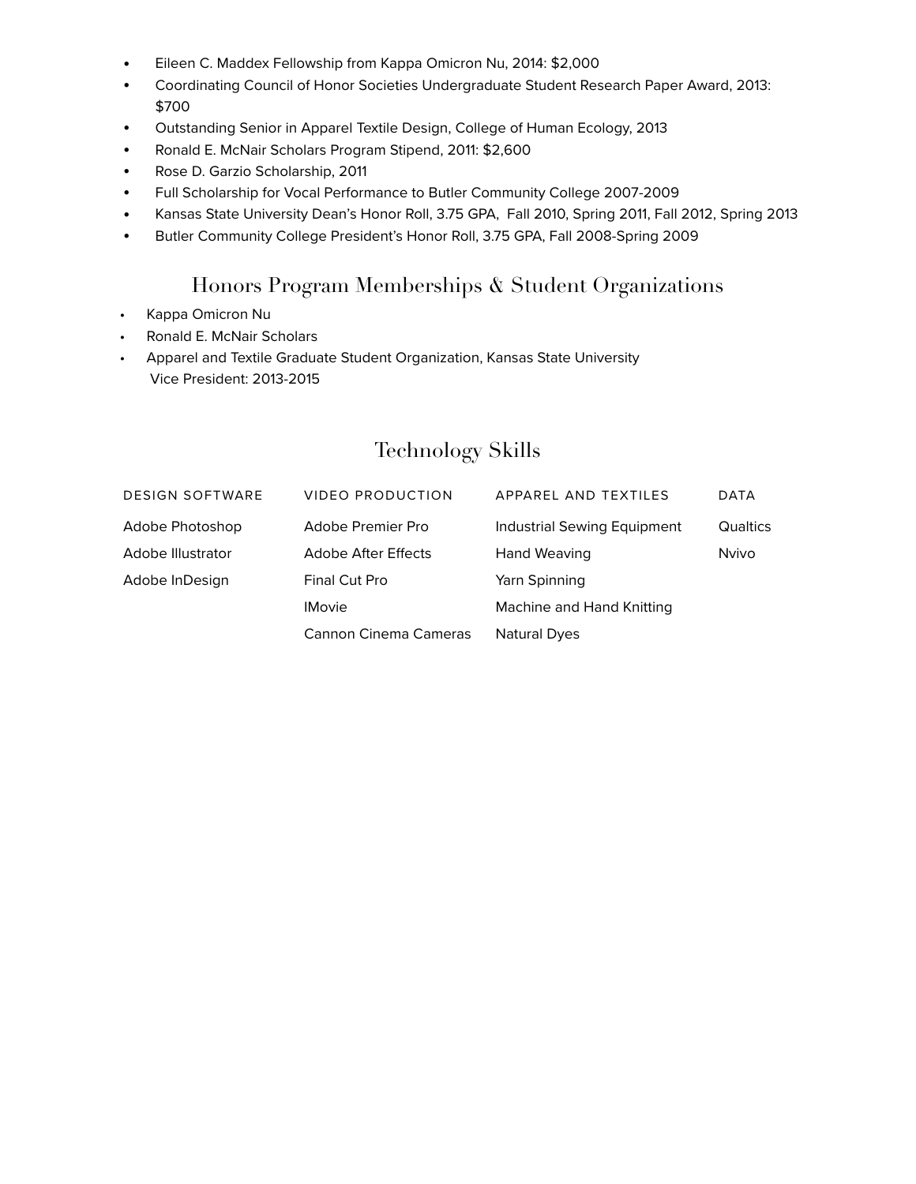- Eileen C. Maddex Fellowship from Kappa Omicron Nu, 2014: $2,000
- Coordinating Council of Honor Societies Undergraduate Student Research Paper Award, 2013: $700
- Outstanding Senior in Apparel Textile Design, College of Human Ecology, 2013
- Ronald E. McNair Scholars Program Stipend, 2011: $2,600
- Rose D. Garzio Scholarship, 2011
- Full Scholarship for Vocal Performance to Butler Community College 2007-2009
- Kansas State University Dean's Honor Roll, 3.75 GPA, Fall 2010, Spring 2011, Fall 2012, Spring 2013
- Butler Community College President's Honor Roll, 3.75 GPA, Fall 2008-Spring 2009

## Honors Program Memberships & Student Organizations

- Kappa Omicron Nu
- Ronald E. McNair Scholars
- Apparel and Textile Graduate Student Organization, Kansas State University
  Vice President: 2013-2015

## Technology Skills

| DESIGN SOFTWARE | VIDEO PRODUCTION | APPAREL AND TEXTILES | DATA |
|---|---|---|---|
| Adobe Photoshop | Adobe Premier Pro | Industrial Sewing Equipment | Qualtics |
| Adobe Illustrator | Adobe After Effects | Hand Weaving | Nvivo |
| Adobe InDesign | Final Cut Pro | Yarn Spinning | |
| | IMovie | Machine and Hand Knitting | |
| | Cannon Cinema Cameras | Natural Dyes | |